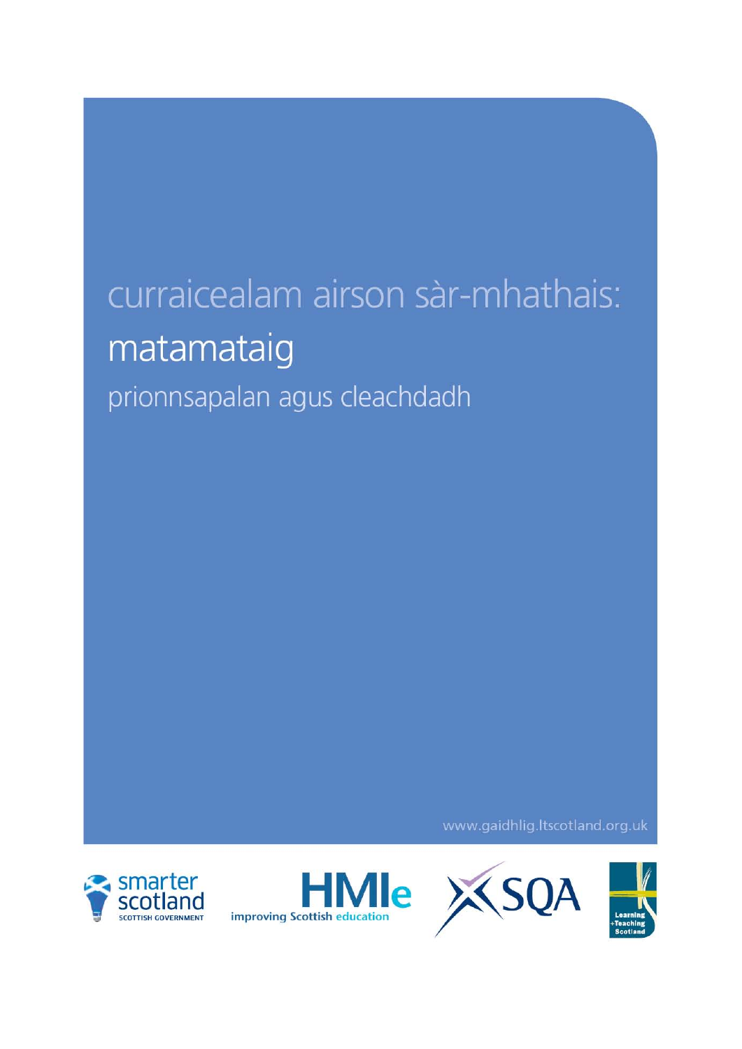# curraicealam airson sàr-mhathais:

## matamataig

### prionnsapalan agus cleachdadh

www.gaidhlig.ltscotland.org.uk

smarter scotland SCOTTISH GOVERNMENT

HMIe improving Scottish education

SQA

Learning + Teaching Scotland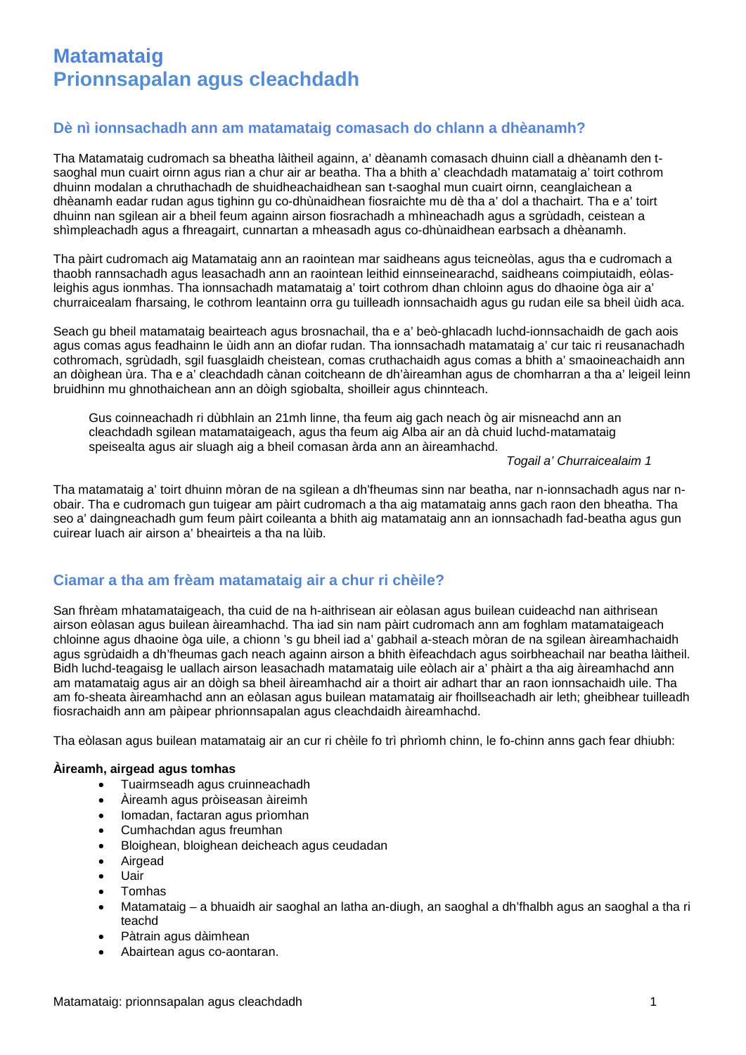# Matamataig
# Prionnsapalan agus cleachdadh

## Dè nì ionnsachadh ann am matamataig comasach do chlann a dhèanamh?

Tha Matamataig cudromach sa bheatha làitheil againn, a' dèanamh comasach dhuinn ciall a dhèanamh den t-saoghal mun cuairt oirnn agus rian a chur air ar beatha. Tha a bhith a' cleachdadh matamataig a' toirt cothrom dhuinn modalan a chruthachadh de shuidheachaidhean san t-saoghal mun cuairt oirnn, ceanglaichean a dhèanamh eadar rudan agus tighinn gu co-dhùnaidhean fiosraichte mu dè tha a' dol a thachairt. Tha e a' toirt dhuinn nan sgilean air a bheil feum againn airson fiosrachadh a mhìneachadh agus a sgrùdadh, ceistean a shìmpleachadh agus a fhreagairt, cunnartan a mheasadh agus co-dhùnaidhean earbsach a dhèanamh.

Tha pàirt cudromach aig Matamataig ann an raointean mar saidheans agus teicneòlas, agus tha e cudromach a thaobh rannsachadh agus leasachadh ann an raointean leithid einnseinearachd, saidheans coimpiutaidh, eòlas-leighis agus ionmhas. Tha ionnsachadh matamataig a' toirt cothrom dhan chloinn agus do dhaoine òga air a' churraicealam fharsaing, le cothrom leantainn orra gu tuilleadh ionnsachaidh agus gu rudan eile sa bheil ùidh aca.

Seach gu bheil matamataig beairteach agus brosnachail, tha e a' beò-ghlacadh luchd-ionnsachaidh de gach aois agus comas agus feadhainn le ùidh ann an diofar rudan. Tha ionnsachadh matamataig a' cur taic ri reusanachadh cothromach, sgrùdadh, sgil fuasglaidh cheistean, comas cruthachaidh agus comas a bhith a' smaoineachaidh ann an dòighean ùra. Tha e a' cleachdadh cànan coitcheann de dh'àireamhan agus de chomharran a tha a' leigeil leinn bruidhinn mu ghnothaichean ann an dòigh sgiobalta, shoilleir agus chinnteach.

> Gus coinneachadh ri dùbhlain an 21mh linne, tha feum aig gach neach òg air misneachd ann an cleachdadh sgilean matamataigeach, agus tha feum aig Alba air an dà chuid luchd-matamataig speisealta agus air sluagh aig a bheil comasan àrda ann an àireamhachd.
>
> *Togail a' Churraicealaim 1*

Tha matamataig a' toirt dhuinn mòran de na sgilean a dh'fheumas sinn nar beatha, nar n-ionnsachadh agus nar n-obair. Tha e cudromach gun tuigear am pàirt cudromach a tha aig matamataig anns gach raon den bheatha. Tha seo a' daingneachadh gum feum pàirt coileanta a bhith aig matamataig ann an ionnsachadh fad-beatha agus gun cuirear luach air airson a' bheairteis a tha na lùib.

## Ciamar a tha am frèam matamataig air a chur ri chèile?

San fhrèam mhatamataigeach, tha cuid de na h-aithrisean air eòlasan agus builean cuideachd nan aithrisean airson eòlasan agus builean àireamhachd. Tha iad sin nam pàirt cudromach ann am foghlam matamataigeach chloinne agus dhaoine òga uile, a chionn 's gu bheil iad a' gabhail a-steach mòran de na sgilean àireamhachaidh agus sgrùdaidh a dh'fheumas gach neach againn airson a bhith èifeachdach agus soirbheachail nar beatha làitheil. Bidh luchd-teagaisg le uallach airson leasachadh matamataig uile eòlach air a' phàirt a tha aig àireamhachd ann am matamataig agus air an dòigh sa bheil àireamhachd air a thoirt air adhart thar an raon ionnsachaidh uile. Tha am fo-sheata àireamhachd ann an eòlasan agus builean matamataig air fhoillseachadh air leth; gheibhear tuilleadh fiosrachaidh ann am pàipear phrionnsapalan agus cleachdaidh àireamhachd.

Tha eòlasan agus builean matamataig air an cur ri chèile fo trì phrìomh chinn, le fo-chinn anns gach fear dhiubh:

**Àireamh, airgead agus tomhas**

- Tuairmseadh agus cruinneachadh
- Àireamh agus pròiseasan àireimh
- Iomadan, factaran agus prìomhan
- Cumhachdan agus freumhan
- Bloighean, bloighean deicheach agus ceudadan
- Airgead
- Uair
- Tomhas
- Matamataig – a bhuaidh air saoghal an latha an-diugh, an saoghal a dh'fhalbh agus an saoghal a tha ri teachd
- Pàtrain agus dàimhean
- Abairtean agus co-aontaran.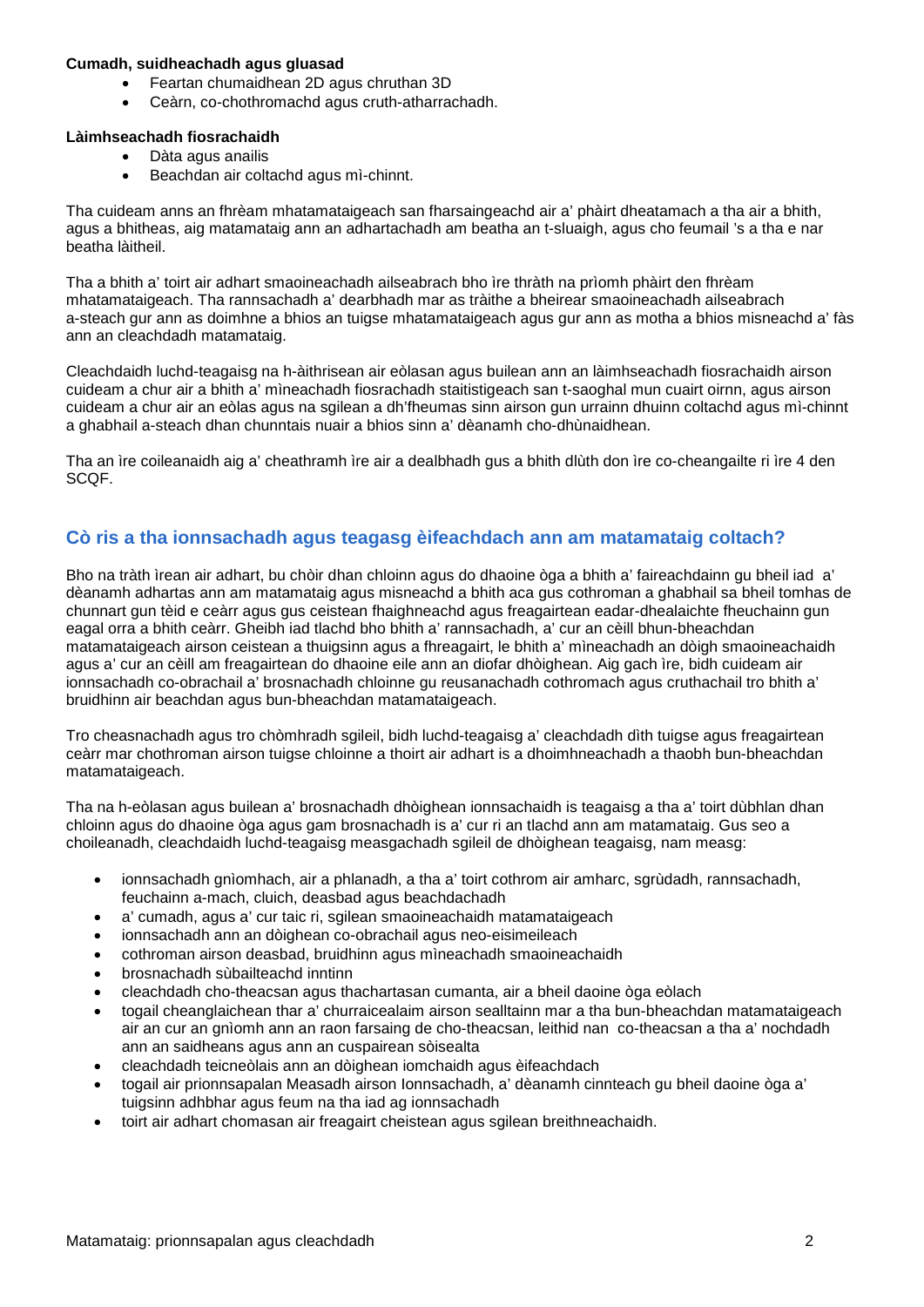**Cumadh, suidheachadh agus gluasad**

- Feartan chumaidhean 2D agus chruthan 3D
- Ceàrn, co-chothromachd agus cruth-atharrachadh.

**Làimhseachadh fiosrachaidh**

- Dàta agus anailis
- Beachdan air coltachd agus mì-chinnt.

Tha cuideam anns an fhrèam mhatamataigeach san fharsaingeachd air a' phàirt dheatamach a tha air a bhith, agus a bhitheas, aig matamataig ann an adhartachadh am beatha an t-sluaigh, agus cho feumail 's a tha e nar beatha làitheil.

Tha a bhith a' toirt air adhart smaoineachadh ailseabrach bho ìre thràth na prìomh phàirt den fhrèam mhatamataigeach. Tha rannsachadh a' dearbhadh mar as tràithe a bheirear smaoineachadh ailseabrach a-steach gur ann as doimhne a bhios an tuigse mhatamataigeach agus gur ann as motha a bhios misneachd a' fàs ann an cleachdadh matamataig.

Cleachdaidh luchd-teagaisg na h-àithrisean air eòlasan agus builean ann an làimhseachadh fiosrachaidh airson cuideam a chur air a bhith a' mìneachadh fiosrachadh staitistigeach san t-saoghal mun cuairt oirnn, agus airson cuideam a chur air an eòlas agus na sgilean a dh'fheumas sinn airson gun urrainn dhuinn coltachd agus mì-chinnt a ghabhail a-steach dhan chunntais nuair a bhios sinn a' dèanamh cho-dhùnaidhean.

Tha an ìre coileanaidh aig a' cheathramh ìre air a dealbhadh gus a bhith dlùth don ìre co-cheangailte ri ìre 4 den SCQF.

## Cò ris a tha ionnsachadh agus teagasg èifeachdach ann am matamataig coltach?

Bho na tràth ìrean air adhart, bu chòir dhan chloinn agus do dhaoine òga a bhith a' faireachdainn gu bheil iad a' dèanamh adhartas ann am matamataig agus misneachd a bhith aca gus cothroman a ghabhail sa bheil tomhas de chunnart gun tèid e ceàrr agus gus ceistean fhaighneachd agus freagairtean eadar-dhealaichte fheuchainn gun eagal orra a bhith ceàrr. Gheibh iad tlachd bho bhith a' rannsachadh, a' cur an cèill bhun-bheachdan matamataigeach airson ceistean a thuigsinn agus a fhreagairt, le bhith a' mìneachadh an dòigh smaoineachaidh agus a' cur an cèill am freagairtean do dhaoine eile ann an diofar dhòighean. Aig gach ìre, bidh cuideam air ionnsachadh co-obrachail a' brosnachadh chloinne gu reusanachadh cothromach agus cruthachail tro bhith a' bruidhinn air beachdan agus bun-bheachdan matamataigeach.

Tro cheasnachadh agus tro chòmhradh sgileil, bidh luchd-teagaisg a' cleachdadh dìth tuigse agus freagairtean ceàrr mar chothroman airson tuigse chloinne a thoirt air adhart is a dhoimhneachadh a thaobh bun-bheachdan matamataigeach.

Tha na h-eòlasan agus builean a' brosnachadh dhòighean ionnsachaidh is teagaisg a tha a' toirt dùbhlan dhan chloinn agus do dhaoine òga agus gam brosnachadh is a' cur ri an tlachd ann am matamataig. Gus seo a choileanadh, cleachdaidh luchd-teagaisg measgachadh sgileil de dhòighean teagaisg, nam measg:

- ionnsachadh gnìomhach, air a phlanadh, a tha a' toirt cothrom air amharc, sgrùdadh, rannsachadh, feuchainn a-mach, cluich, deasbad agus beachdachadh
- a' cumadh, agus a' cur taic ri, sgilean smaoineachaidh matamataigeach
- ionnsachadh ann an dòighean co-obrachail agus neo-eisimeileach
- cothroman airson deasbad, bruidhinn agus mìneachadh smaoineachaidh
- brosnachadh sùbailteachd inntinn
- cleachdadh cho-theacsan agus thachartasan cumanta, air a bheil daoine òga eòlach
- togail cheanglaichean thar a' churraicealaim airson sealltainn mar a tha bun-bheachdan matamataigeach air an cur an gnìomh ann an raon farsaing de cho-theacsan, leithid nan co-theacsan a tha a' nochdadh ann an saidheans agus ann an cuspairean sòisealta
- cleachdadh teicneòlais ann an dòighean iomchaidh agus èifeachdach
- togail air prionnsapalan Measadh airson Ionnsachadh, a' dèanamh cinnteach gu bheil daoine òga a' tuigsinn adhbhar agus feum na tha iad ag ionnsachadh
- toirt air adhart chomasan air freagairt cheistean agus sgilean breithneachaidh.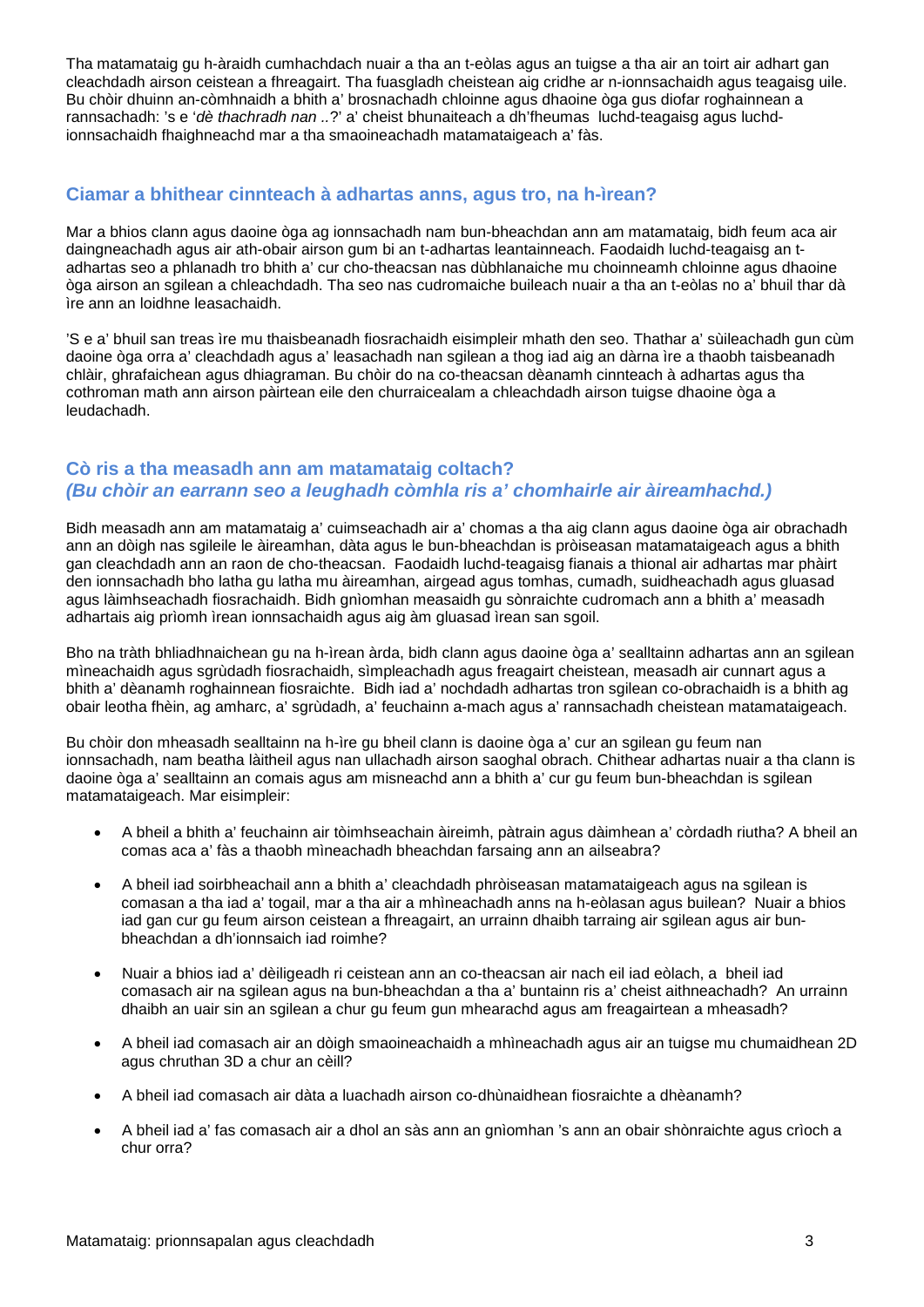Tha matamataig gu h-àraidh cumhachdach nuair a tha an t-eòlas agus an tuigse a tha air an toirt air adhart gan cleachdadh airson ceistean a fhreagairt. Tha fuasgladh cheistean aig cridhe ar n-ionnsachaidh agus teagaisg uile. Bu chòir dhuinn an-còmhnaidh a bhith a' brosnachadh chloinne agus dhaoine òga gus diofar roghainnean a rannsachadh: 's e '*dè thachradh nan ..?*' a' cheist bhunaiteach a dh'fheumas luchd-teagaisg agus luchd-ionnsachaidh fhaighneachd mar a tha smaoineachadh matamataigeach a' fàs.

## Ciamar a bhithear cinnteach à adhartas anns, agus tro, na h-ìrean?

Mar a bhios clann agus daoine òga ag ionnsachadh nam bun-bheachdan ann am matamataig, bidh feum aca air daingneachadh agus air ath-obair airson gum bi an t-adhartas leantainneach. Faodaidh luchd-teagaisg an t-adhartas seo a phlanadh tro bhith a' cur cho-theacsan nas dùbhlanaiche mu choinneamh chloinne agus dhaoine òga airson an sgilean a chleachdadh. Tha seo nas cudromaiche buileach nuair a tha an t-eòlas no a' bhuil thar dà ìre ann an loidhne leasachaidh.

'S e a' bhuil san treas ìre mu thaisbeanadh fiosrachaidh eisimpleir mhath den seo. Thathar a' sùileachadh gun cùm daoine òga orra a' cleachdadh agus a' leasachadh nan sgilean a thog iad aig an dàrna ìre a thaobh taisbeanadh chlàir, ghrafaichean agus dhiagraman. Bu chòir do na co-theacsan dèanamh cinnteach à adhartas agus tha cothroman math ann airson pàirtean eile den churraicealam a chleachdadh airson tuigse dhaoine òga a leudachadh.

## Cò ris a tha measadh ann am matamataig coltach?
## *(Bu chòir an earrann seo a leughadh còmhla ris a' chomhairle air àireamhachd.)*

Bidh measadh ann am matamataig a' cuimseachadh air a' chomas a tha aig clann agus daoine òga air obrachadh ann an dòigh nas sgileile le àireamhan, dàta agus le bun-bheachdan is pròiseasan matamataigeach agus a bhith gan cleachdadh ann an raon de cho-theacsan. Faodaidh luchd-teagaisg fianais a thional air adhartas mar phàirt den ionnsachadh bho latha gu latha mu àireamhan, airgead agus tomhas, cumadh, suidheachadh agus gluasad agus làimhseachadh fiosrachaidh. Bidh gnìomhan measaidh gu sònraichte cudromach ann a bhith a' measadh adhartais aig prìomh ìrean ionnsachaidh agus aig àm gluasad ìrean san sgoil.

Bho na tràth bhliadhnaichean gu na h-ìrean àrda, bidh clann agus daoine òga a' sealltainn adhartas ann an sgilean mìneachaidh agus sgrùdadh fiosrachaidh, sìmpleachadh agus freagairt cheistean, measadh air cunnart agus a bhith a' dèanamh roghainnean fiosraichte. Bidh iad a' nochdadh adhartas tron sgilean co-obrachaidh is a bhith ag obair leotha fhèin, ag amharc, a' sgrùdadh, a' feuchainn a-mach agus a' rannsachadh cheistean matamataigeach.

Bu chòir don mheasadh sealltainn na h-ìre gu bheil clann is daoine òga a' cur an sgilean gu feum nan ionnsachadh, nam beatha làitheil agus nan ullachadh airson saoghal obrach. Chithear adhartas nuair a tha clann is daoine òga a' sealltainn an comais agus am misneachd ann a bhith a' cur gu feum bun-bheachdan is sgilean matamataigeach. Mar eisimpleir:

- A bheil a bhith a' feuchainn air tòimhseachain àireimh, pàtrain agus dàimhean a' còrdadh riutha? A bheil an comas aca a' fàs a thaobh mìneachadh bheachdan farsaing ann an ailseabra?
- A bheil iad soirbheachail ann a bhith a' cleachdadh phròiseasan matamataigeach agus na sgilean is comasan a tha iad a' togail, mar a tha air a mhìneachadh anns na h-eòlasan agus builean? Nuair a bhios iad gan cur gu feum airson ceistean a fhreagairt, an urrainn dhaibh tarraing air sgilean agus air bun-bheachdan a dh'ionnsaich iad roimhe?
- Nuair a bhios iad a' dèiligeadh ri ceistean ann an co-theacsan air nach eil iad eòlach, a bheil iad comasach air na sgilean agus na bun-bheachdan a tha a' buntainn ris a' cheist aithneachadh? An urrainn dhaibh an uair sin an sgilean a chur gu feum gun mhearachd agus am freagairtean a mheasadh?
- A bheil iad comasach air an dòigh smaoineachaidh a mhìneachadh agus air an tuigse mu chumaidhean 2D agus chruthan 3D a chur an cèill?
- A bheil iad comasach air dàta a luachadh airson co-dhùnaidhean fiosraichte a dhèanamh?
- A bheil iad a' fas comasach air a dhol an sàs ann an gnìomhan 's ann an obair shònraichte agus crìoch a chur orra?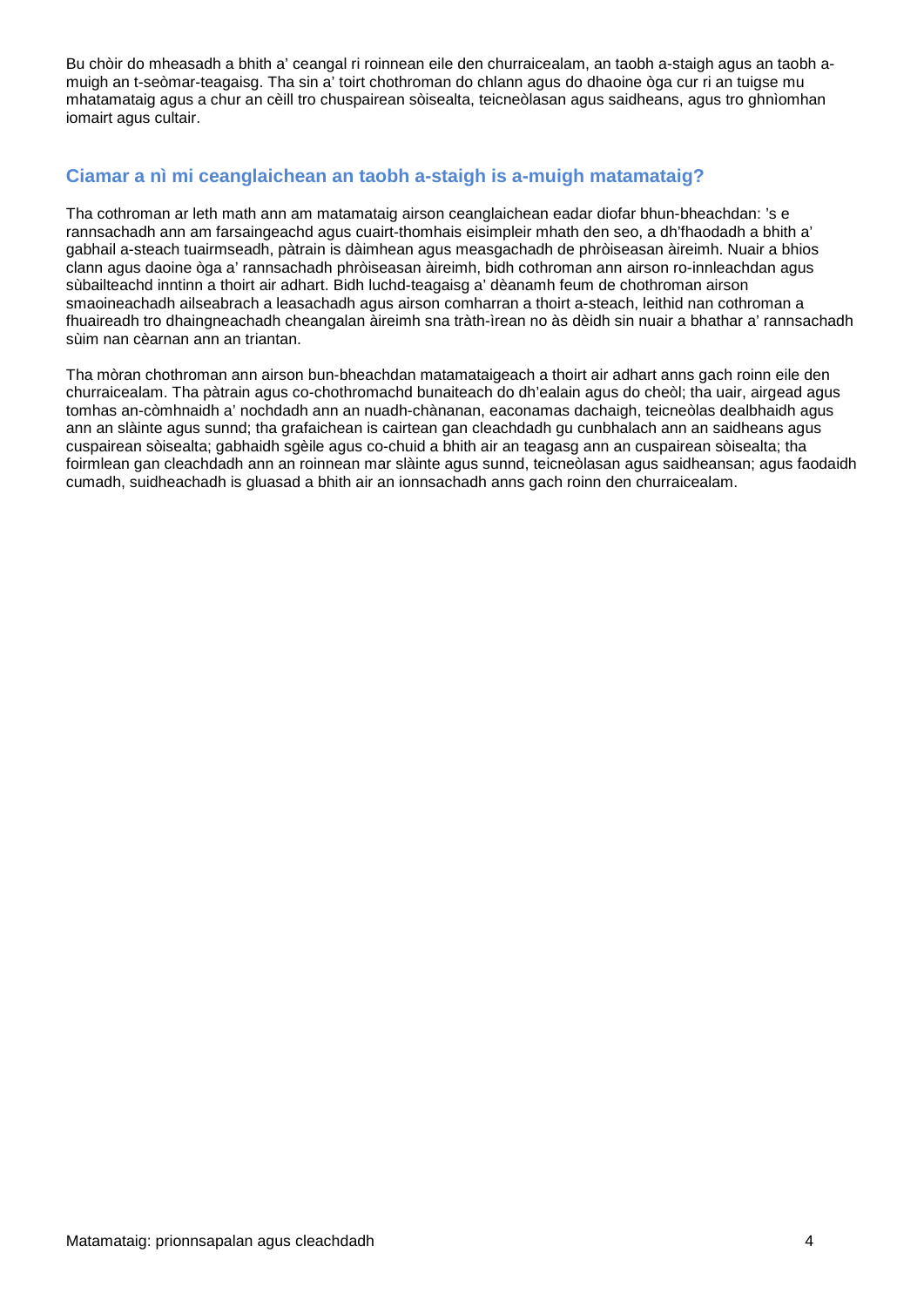Bu chòir do mheasadh a bhith a' ceangal ri roinnean eile den churraicealam, an taobh a-staigh agus an taobh a-muigh an t-seòmar-teagaisg. Tha sin a' toirt chothroman do chlann agus do dhaoine òga cur ri an tuigse mu mhatamataig agus a chur an cèill tro chuspairean sòisealta, teicneòlasan agus saidheans, agus tro ghnìomhan iomairt agus cultair.

## Ciamar a nì mi ceanglaichean an taobh a-staigh is a-muigh matamataig?

Tha cothroman ar leth math ann am matamataig airson ceanglaichean eadar diofar bhun-bheachdan: 's e rannsachadh ann am farsaingeachd agus cuairt-thomhais eisimpleir mhath den seo, a dh'fhaodadh a bhith a' gabhail a-steach tuairmseadh, pàtrain is dàimhean agus measgachadh de phròiseasan àireimh. Nuair a bhios clann agus daoine òga a' rannsachadh phròiseasan àireimh, bidh cothroman ann airson ro-innleachdan agus sùbailteachd inntinn a thoirt air adhart. Bidh luchd-teagaisg a' dèanamh feum de chothroman airson smaoineachadh ailseabrach a leasachadh agus airson comharran a thoirt a-steach, leithid nan cothroman a fhuaireadh tro dhaingneachadh cheangalan àireimh sna tràth-ìrean no às dèidh sin nuair a bhathar a' rannsachadh sùim nan cèarnan ann an triantan.

Tha mòran chothroman ann airson bun-bheachdan matamataigeach a thoirt air adhart anns gach roinn eile den churraicealam. Tha pàtrain agus co-chothromachd bunaiteach do dh'ealain agus do cheòl; tha uair, airgead agus tomhas an-còmhnaidh a' nochdadh ann an nuadh-chànanan, eaconamas dachaigh, teicneòlas dealbhaidh agus ann an slàinte agus sunnd; tha grafaichean is cairtean gan cleachdadh gu cunbhalach ann an saidheans agus cuspairean sòisealta; gabhaidh sgèile agus co-chuid a bhith air an teagasg ann an cuspairean sòisealta; tha foirmlean gan cleachdadh ann an roinnean mar slàinte agus sunnd, teicneòlasan agus saidheansan; agus faodaidh cumadh, suidheachadh is gluasad a bhith air an ionnsachadh anns gach roinn den churraicealam.